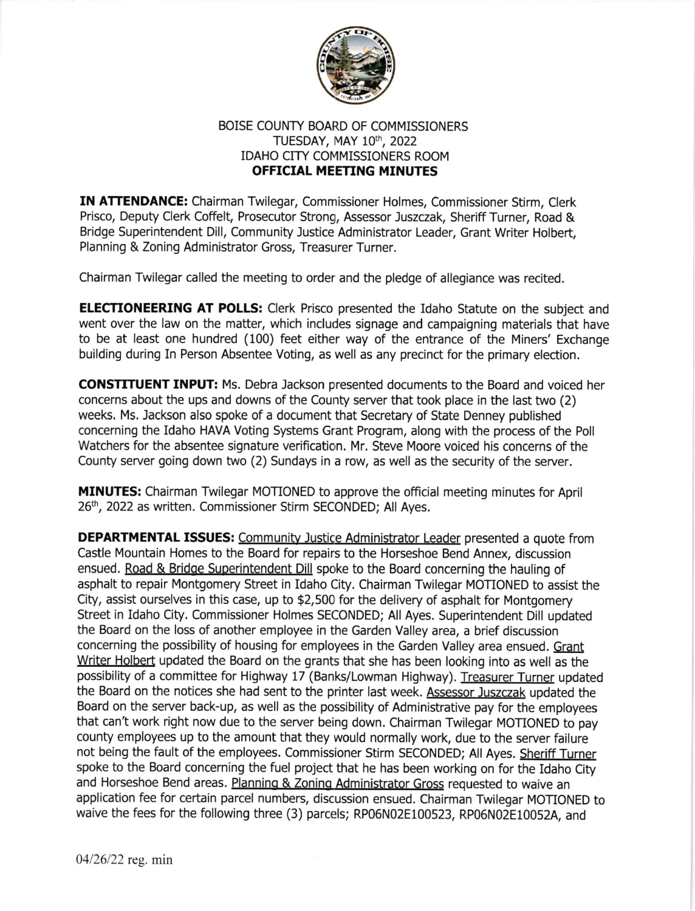# BOISE COUNTY BOARD OF COMMISSIONERS
## TUESDAY, MAY 10th, 2022
## IDAHO CITY COMMISSIONERS ROOM
## OFFICIAL MEETING MINUTES

**IN ATTENDANCE:** Chairman Twilegar, Commissioner Holmes, Commissioner Stirm, Clerk Prisco, Deputy Clerk Coffelt, Prosecutor Strong, Assessor Juszczak, Sheriff Turner, Road & Bridge Superintendent Dill, Community Justice Administrator Leader, Grant Writer Holbert, Planning & Zoning Administrator Gross, Treasurer Turner.

Chairman Twilegar called the meeting to order and the pledge of allegiance was recited.

**ELECTIONEERING AT POLLS:** Clerk Prisco presented the Idaho Statute on the subject and went over the law on the matter, which includes signage and campaigning materials that have to be at least one hundred (100) feet either way of the entrance of the Miners' Exchange building during In Person Absentee Voting, as well as any precinct for the primary election.

**CONSTITUENT INPUT:** Ms. Debra Jackson presented documents to the Board and voiced her concerns about the ups and downs of the County server that took place in the last two (2) weeks. Ms. Jackson also spoke of a document that Secretary of State Denney published concerning the Idaho HAVA Voting Systems Grant Program, along with the process of the Poll Watchers for the absentee signature verification. Mr. Steve Moore voiced his concerns of the County server going down two (2) Sundays in a row, as well as the security of the server.

**MINUTES:** Chairman Twilegar MOTIONED to approve the official meeting minutes for April 26th, 2022 as written. Commissioner Stirm SECONDED; All Ayes.

**DEPARTMENTAL ISSUES:** Community Justice Administrator Leader presented a quote from Castle Mountain Homes to the Board for repairs to the Horseshoe Bend Annex, discussion ensued. Road & Bridge Superintendent Dill spoke to the Board concerning the hauling of asphalt to repair Montgomery Street in Idaho City. Chairman Twilegar MOTIONED to assist the City, assist ourselves in this case, up to $2,500 for the delivery of asphalt for Montgomery Street in Idaho City. Commissioner Holmes SECONDED; All Ayes. Superintendent Dill updated the Board on the loss of another employee in the Garden Valley area, a brief discussion concerning the possibility of housing for employees in the Garden Valley area ensued. Grant Writer Holbert updated the Board on the grants that she has been looking into as well as the possibility of a committee for Highway 17 (Banks/Lowman Highway). Treasurer Turner updated the Board on the notices she had sent to the printer last week. Assessor Juszczak updated the Board on the server back-up, as well as the possibility of Administrative pay for the employees that can't work right now due to the server being down. Chairman Twilegar MOTIONED to pay county employees up to the amount that they would normally work, due to the server failure not being the fault of the employees. Commissioner Stirm SECONDED; All Ayes. Sheriff Turner spoke to the Board concerning the fuel project that he has been working on for the Idaho City and Horseshoe Bend areas. Planning & Zoning Administrator Gross requested to waive an application fee for certain parcel numbers, discussion ensued. Chairman Twilegar MOTIONED to waive the fees for the following three (3) parcels; RP06N02E100523, RP06N02E10052A, and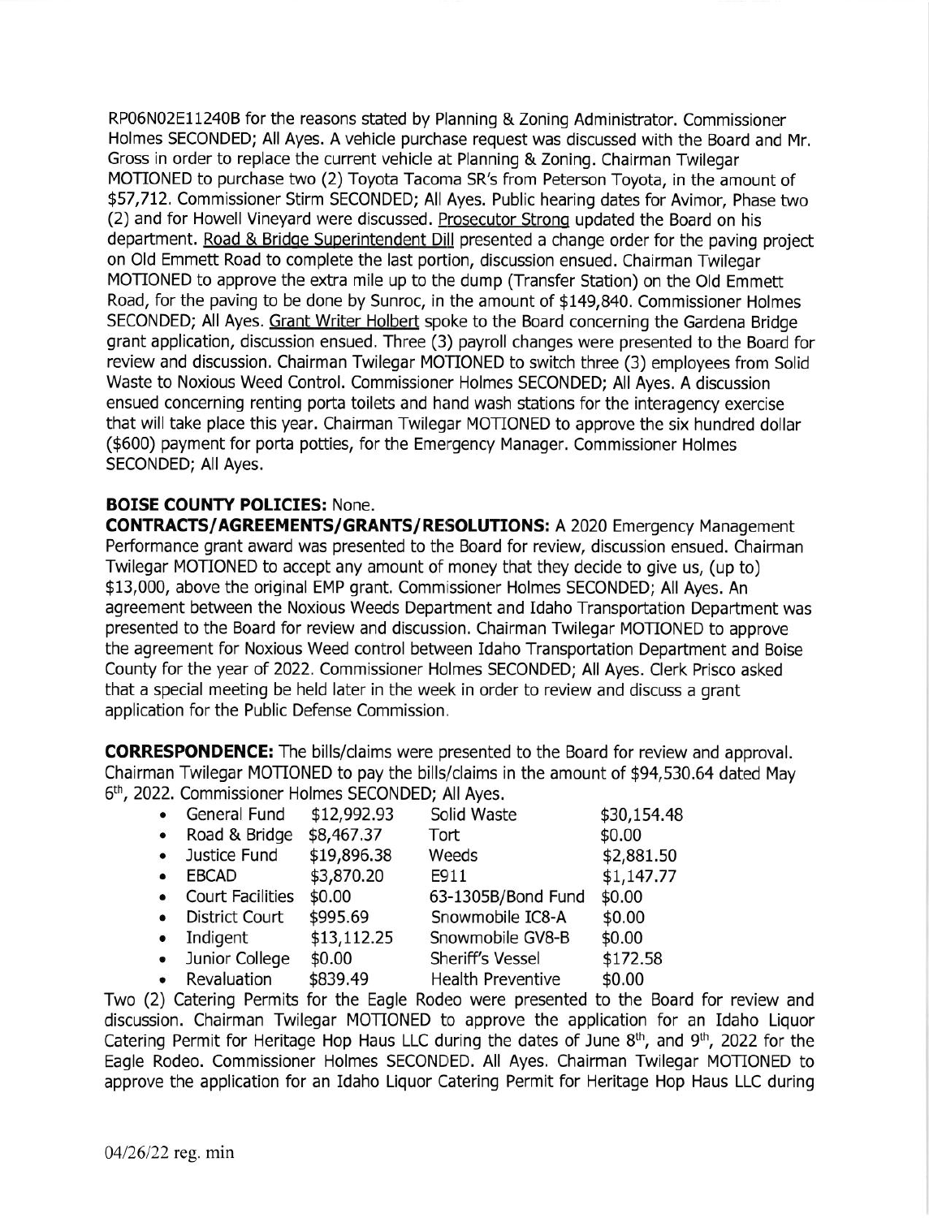RP06N02E11240B for the reasons stated by Planning & Zoning Administrator. Commissioner Holmes SECONDED; All Ayes. A vehicle purchase request was discussed with the Board and Mr. Gross in order to replace the current vehicle at Planning & Zoning. Chairman Twilegar MOTIONED to purchase two (2) Toyota Tacoma SR's from Peterson Toyota, in the amount of $57,712. Commissioner Stirm SECONDED; All Ayes. Public hearing dates for Avimor, Phase two (2) and for Howell Vineyard were discussed. Prosecutor Strong updated the Board on his department. Road & Bridge Superintendent Dill presented a change order for the paving project on Old Emmett Road to complete the last portion, discussion ensued. Chairman Twilegar MOTIONED to approve the extra mile up to the dump (Transfer Station) on the Old Emmett Road, for the paving to be done by Sunroc, in the amount of $149,840. Commissioner Holmes SECONDED; All Ayes. Grant Writer Holbert spoke to the Board concerning the Gardena Bridge grant application, discussion ensued. Three (3) payroll changes were presented to the Board for review and discussion. Chairman Twilegar MOTIONED to switch three (3) employees from Solid Waste to Noxious Weed Control. Commissioner Holmes SECONDED; All Ayes. A discussion ensued concerning renting porta toilets and hand wash stations for the interagency exercise that will take place this year. Chairman Twilegar MOTIONED to approve the six hundred dollar ($600) payment for porta potties, for the Emergency Manager. Commissioner Holmes SECONDED; All Ayes.

**BOISE COUNTY POLICIES:** None.

**CONTRACTS/AGREEMENTS/GRANTS/RESOLUTIONS:** A 2020 Emergency Management Performance grant award was presented to the Board for review, discussion ensued. Chairman Twilegar MOTIONED to accept any amount of money that they decide to give us, (up to) $13,000, above the original EMP grant. Commissioner Holmes SECONDED; All Ayes. An agreement between the Noxious Weeds Department and Idaho Transportation Department was presented to the Board for review and discussion. Chairman Twilegar MOTIONED to approve the agreement for Noxious Weed control between Idaho Transportation Department and Boise County for the year of 2022. Commissioner Holmes SECONDED; All Ayes. Clerk Prisco asked that a special meeting be held later in the week in order to review and discuss a grant application for the Public Defense Commission.

**CORRESPONDENCE:** The bills/claims were presented to the Board for review and approval. Chairman Twilegar MOTIONED to pay the bills/claims in the amount of $94,530.64 dated May 6th, 2022. Commissioner Holmes SECONDED; All Ayes.

| | | | |
|---|---|---|---|
| • General Fund | $12,992.93 | Solid Waste | $30,154.48 |
| • Road & Bridge | $8,467.37 | Tort | $0.00 |
| • Justice Fund | $19,896.38 | Weeds | $2,881.50 |
| • EBCAD | $3,870.20 | E911 | $1,147.77 |
| • Court Facilities | $0.00 | 63-1305B/Bond Fund | $0.00 |
| • District Court | $995.69 | Snowmobile IC8-A | $0.00 |
| • Indigent | $13,112.25 | Snowmobile GV8-B | $0.00 |
| • Junior College | $0.00 | Sheriff's Vessel | $172.58 |
| • Revaluation | $839.49 | Health Preventive | $0.00 |

Two (2) Catering Permits for the Eagle Rodeo were presented to the Board for review and discussion. Chairman Twilegar MOTIONED to approve the application for an Idaho Liquor Catering Permit for Heritage Hop Haus LLC during the dates of June 8th, and 9th, 2022 for the Eagle Rodeo. Commissioner Holmes SECONDED. All Ayes. Chairman Twilegar MOTIONED to approve the application for an Idaho Liquor Catering Permit for Heritage Hop Haus LLC during

04/26/22 reg. min